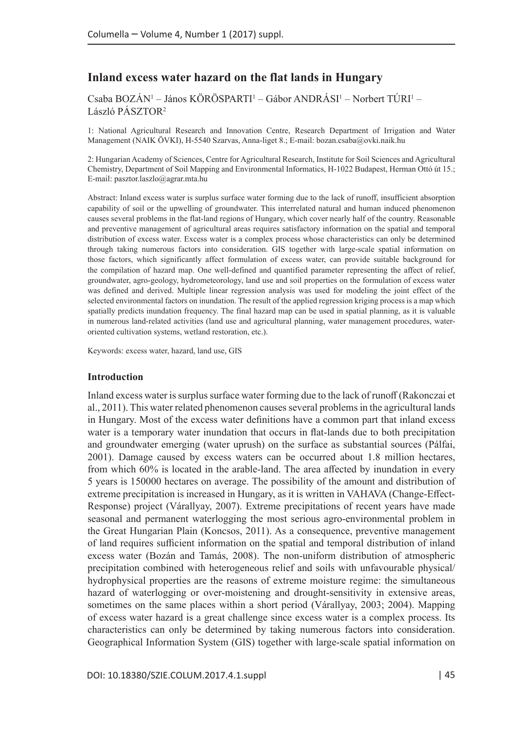# Inland excess water hazard on the flat lands in Hungary

Csaba BOZÁN[1] – János KÖRÖSPARTI[1] – Gábor ANDRÁSI[1] – Norbert TÚRI[1] – László PÁSZTOR[2]

1: National Agricultural Research and Innovation Centre, Research Department of Irrigation and Water Management (NAIK ÖVKI), H-5540 Szarvas, Anna-liget 8.; E-mail: bozan.csaba@ovki.naik.hu

2: Hungarian Academy of Sciences, Centre for Agricultural Research, Institute for Soil Sciences and Agricultural Chemistry, Department of Soil Mapping and Environmental Informatics, H-1022 Budapest, Herman Ottó út 15.; E-mail: pasztor.laszlo@agrar.mta.hu

Abstract: Inland excess water is surplus surface water forming due to the lack of runoff, insufficient absorption capability of soil or the upwelling of groundwater. This interrelated natural and human induced phenomenon causes several problems in the flat-land regions of Hungary, which cover nearly half of the country. Reasonable and preventive management of agricultural areas requires satisfactory information on the spatial and temporal distribution of excess water. Excess water is a complex process whose characteristics can only be determined through taking numerous factors into consideration. GIS together with large-scale spatial information on those factors, which significantly affect formulation of excess water, can provide suitable background for the compilation of hazard map. One well-defined and quantified parameter representing the affect of relief, groundwater, agro-geology, hydrometeorology, land use and soil properties on the formulation of excess water was defined and derived. Multiple linear regression analysis was used for modeling the joint effect of the selected environmental factors on inundation. The result of the applied regression kriging process is a map which spatially predicts inundation frequency. The final hazard map can be used in spatial planning, as it is valuable in numerous land-related activities (land use and agricultural planning, water management procedures, water-oriented cultivation systems, wetland restoration, etc.).

Keywords: excess water, hazard, land use, GIS

## Introduction

Inland excess water is surplus surface water forming due to the lack of runoff (Rakonczai et al., 2011). This water related phenomenon causes several problems in the agricultural lands in Hungary. Most of the excess water definitions have a common part that inland excess water is a temporary water inundation that occurs in flat-lands due to both precipitation and groundwater emerging (water uprush) on the surface as substantial sources (Pálfai, 2001). Damage caused by excess waters can be occurred about 1.8 million hectares, from which 60% is located in the arable-land. The area affected by inundation in every 5 years is 150000 hectares on average. The possibility of the amount and distribution of extreme precipitation is increased in Hungary, as it is written in VAHAVA (Change-Effect-Response) project (Várallyay, 2007). Extreme precipitations of recent years have made seasonal and permanent waterlogging the most serious agro-environmental problem in the Great Hungarian Plain (Koncsos, 2011). As a consequence, preventive management of land requires sufficient information on the spatial and temporal distribution of inland excess water (Bozán and Tamás, 2008). The non-uniform distribution of atmospheric precipitation combined with heterogeneous relief and soils with unfavourable physical/hydrophysical properties are the reasons of extreme moisture regime: the simultaneous hazard of waterlogging or over-moistening and drought-sensitivity in extensive areas, sometimes on the same places within a short period (Várallyay, 2003; 2004). Mapping of excess water hazard is a great challenge since excess water is a complex process. Its characteristics can only be determined by taking numerous factors into consideration. Geographical Information System (GIS) together with large-scale spatial information on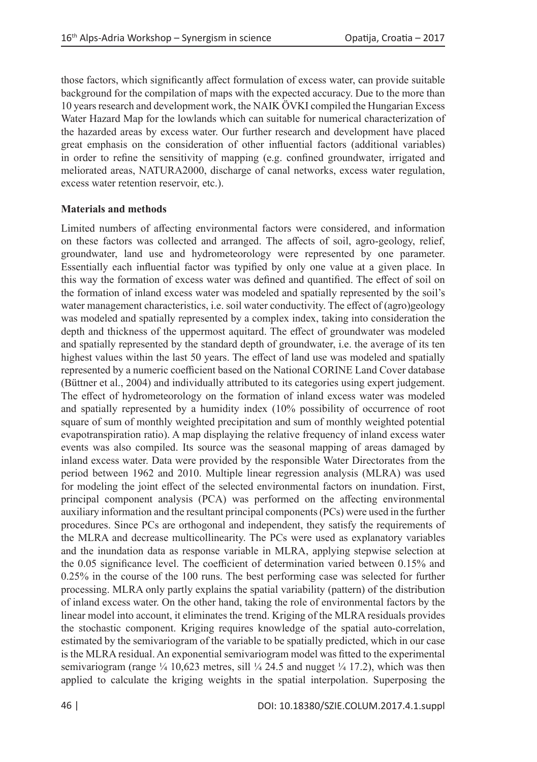those factors, which significantly affect formulation of excess water, can provide suitable background for the compilation of maps with the expected accuracy. Due to the more than 10 years research and development work, the NAIK ÖVKI compiled the Hungarian Excess Water Hazard Map for the lowlands which can suitable for numerical characterization of the hazarded areas by excess water. Our further research and development have placed great emphasis on the consideration of other influential factors (additional variables) in order to refine the sensitivity of mapping (e.g. confined groundwater, irrigated and meliorated areas, NATURA2000, discharge of canal networks, excess water regulation, excess water retention reservoir, etc.).

## Materials and methods

Limited numbers of affecting environmental factors were considered, and information on these factors was collected and arranged. The affects of soil, agro-geology, relief, groundwater, land use and hydrometeorology were represented by one parameter. Essentially each influential factor was typified by only one value at a given place. In this way the formation of excess water was defined and quantified. The effect of soil on the formation of inland excess water was modeled and spatially represented by the soil's water management characteristics, i.e. soil water conductivity. The effect of (agro)geology was modeled and spatially represented by a complex index, taking into consideration the depth and thickness of the uppermost aquitard. The effect of groundwater was modeled and spatially represented by the standard depth of groundwater, i.e. the average of its ten highest values within the last 50 years. The effect of land use was modeled and spatially represented by a numeric coefficient based on the National CORINE Land Cover database (Büttner et al., 2004) and individually attributed to its categories using expert judgement. The effect of hydrometeorology on the formation of inland excess water was modeled and spatially represented by a humidity index (10% possibility of occurrence of root square of sum of monthly weighted precipitation and sum of monthly weighted potential evapotranspiration ratio). A map displaying the relative frequency of inland excess water events was also compiled. Its source was the seasonal mapping of areas damaged by inland excess water. Data were provided by the responsible Water Directorates from the period between 1962 and 2010. Multiple linear regression analysis (MLRA) was used for modeling the joint effect of the selected environmental factors on inundation. First, principal component analysis (PCA) was performed on the affecting environmental auxiliary information and the resultant principal components (PCs) were used in the further procedures. Since PCs are orthogonal and independent, they satisfy the requirements of the MLRA and decrease multicollinearity. The PCs were used as explanatory variables and the inundation data as response variable in MLRA, applying stepwise selection at the 0.05 significance level. The coefficient of determination varied between 0.15% and 0.25% in the course of the 100 runs. The best performing case was selected for further processing. MLRA only partly explains the spatial variability (pattern) of the distribution of inland excess water. On the other hand, taking the role of environmental factors by the linear model into account, it eliminates the trend. Kriging of the MLRA residuals provides the stochastic component. Kriging requires knowledge of the spatial auto-correlation, estimated by the semivariogram of the variable to be spatially predicted, which in our case is the MLRA residual. An exponential semivariogram model was fitted to the experimental semivariogram (range ¼ 10,623 metres, sill ¼ 24.5 and nugget ¼ 17.2), which was then applied to calculate the kriging weights in the spatial interpolation. Superposing the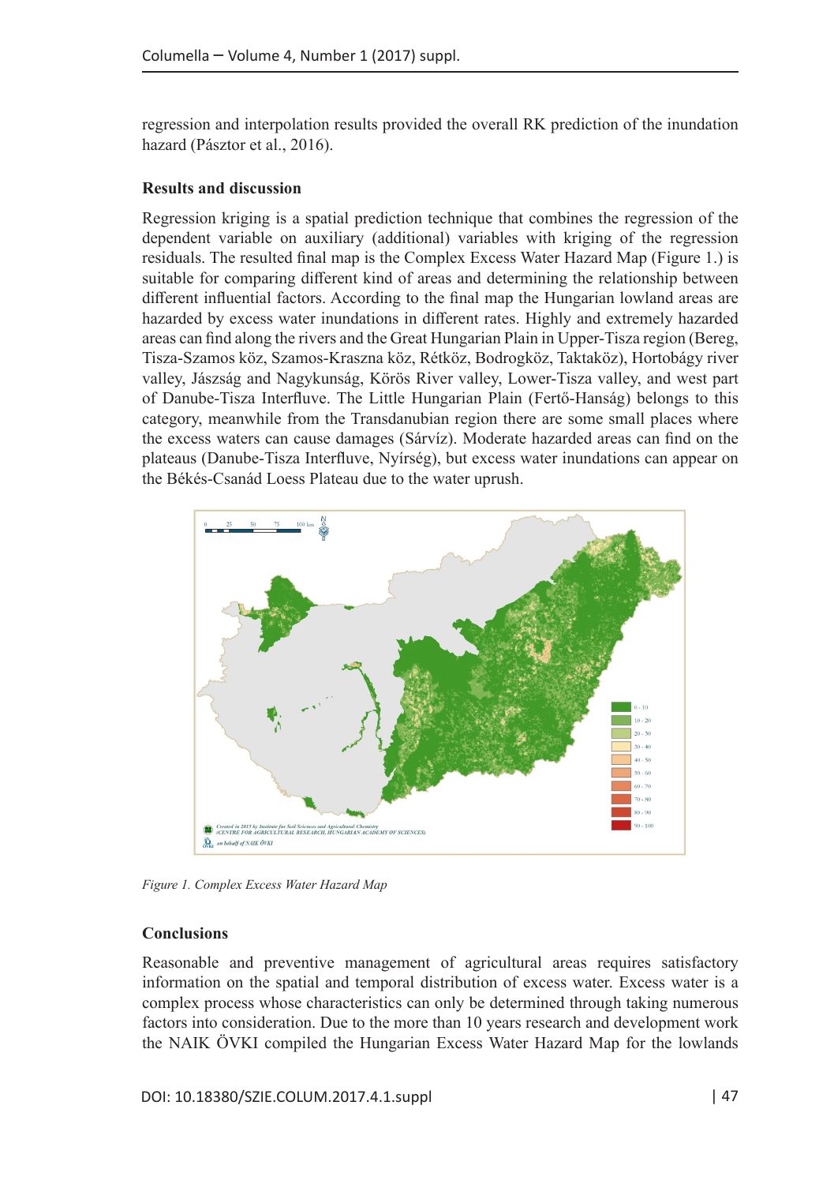regression and interpolation results provided the overall RK prediction of the inundation hazard (Pásztor et al., 2016).

## Results and discussion

Regression kriging is a spatial prediction technique that combines the regression of the dependent variable on auxiliary (additional) variables with kriging of the regression residuals. The resulted final map is the Complex Excess Water Hazard Map (Figure 1.) is suitable for comparing different kind of areas and determining the relationship between different influential factors. According to the final map the Hungarian lowland areas are hazarded by excess water inundations in different rates. Highly and extremely hazarded areas can find along the rivers and the Great Hungarian Plain in Upper-Tisza region (Bereg, Tisza-Szamos köz, Szamos-Kraszna köz, Rétköz, Bodrogköz, Taktaköz), Hortobágy river valley, Jászság and Nagykunság, Körös River valley, Lower-Tisza valley, and west part of Danube-Tisza Interfluve. The Little Hungarian Plain (Fertő-Hanság) belongs to this category, meanwhile from the Transdanubian region there are some small places where the excess waters can cause damages (Sárvíz). Moderate hazarded areas can find on the plateaus (Danube-Tisza Interfluve, Nyírség), but excess water inundations can appear on the Békés-Csanád Loess Plateau due to the water uprush.

*Figure 1. Complex Excess Water Hazard Map*

## Conclusions

Reasonable and preventive management of agricultural areas requires satisfactory information on the spatial and temporal distribution of excess water. Excess water is a complex process whose characteristics can only be determined through taking numerous factors into consideration. Due to the more than 10 years research and development work the NAIK ÖVKI compiled the Hungarian Excess Water Hazard Map for the lowlands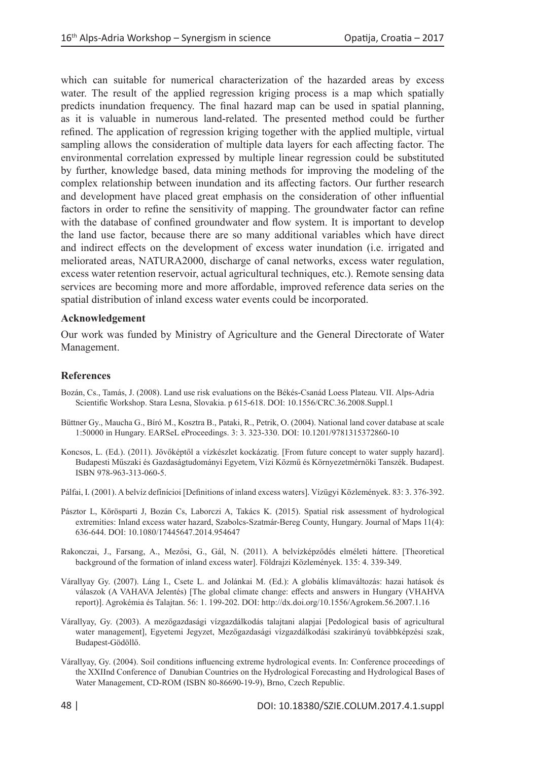which can suitable for numerical characterization of the hazarded areas by excess water. The result of the applied regression kriging process is a map which spatially predicts inundation frequency. The final hazard map can be used in spatial planning, as it is valuable in numerous land-related. The presented method could be further refined. The application of regression kriging together with the applied multiple, virtual sampling allows the consideration of multiple data layers for each affecting factor. The environmental correlation expressed by multiple linear regression could be substituted by further, knowledge based, data mining methods for improving the modeling of the complex relationship between inundation and its affecting factors. Our further research and development have placed great emphasis on the consideration of other influential factors in order to refine the sensitivity of mapping. The groundwater factor can refine with the database of confined groundwater and flow system. It is important to develop the land use factor, because there are so many additional variables which have direct and indirect effects on the development of excess water inundation (i.e. irrigated and meliorated areas, NATURA2000, discharge of canal networks, excess water regulation, excess water retention reservoir, actual agricultural techniques, etc.). Remote sensing data services are becoming more and more affordable, improved reference data series on the spatial distribution of inland excess water events could be incorporated.

## Acknowledgement

Our work was funded by Ministry of Agriculture and the General Directorate of Water Management.

## References

Bozán, Cs., Tamás, J. (2008). Land use risk evaluations on the Békés-Csanád Loess Plateau. VII. Alps-Adria Scientific Workshop. Stara Lesna, Slovakia. p 615-618. DOI: 10.1556/CRC.36.2008.Suppl.1

Büttner Gy., Maucha G., Bíró M., Kosztra B., Pataki, R., Petrik, O. (2004). National land cover database at scale 1:50000 in Hungary. EARSeL eProceedings. 3: 3. 323-330. DOI: 10.1201/9781315372860-10

Koncsos, L. (Ed.). (2011). Jövőképtől a vízkészlet kockázatig. [From future concept to water supply hazard]. Budapesti Műszaki és Gazdaságtudományi Egyetem, Vízi Közmű és Környezetmérnöki Tanszék. Budapest. ISBN 978-963-313-060-5.

Pálfai, I. (2001). A belvíz defínícioi [Definitions of inland excess waters]. Vízügyi Közlemények. 83: 3. 376-392.

Pásztor L, Körösparti J, Bozán Cs, Laborczi A, Takács K. (2015). Spatial risk assessment of hydrological extremities: Inland excess water hazard, Szabolcs-Szatmár-Bereg County, Hungary. Journal of Maps 11(4): 636-644. DOI: 10.1080/17445647.2014.954647

Rakonczai, J., Farsang, A., Mezősi, G., Gál, N. (2011). A belvízképződés elméleti háttere. [Theoretical background of the formation of inland excess water]. Földrajzi Közlemények. 135: 4. 339-349.

Várallyay Gy. (2007). Láng I., Csete L. and Jolánkai M. (Ed.): A globális klímaváltozás: hazai hatások és válaszok (A VAHAVA Jelentés) [The global climate change: effects and answers in Hungary (VHAHVA report)]. Agrokémia és Talajtan. 56: 1. 199-202. DOI: http://dx.doi.org/10.1556/Agrokem.56.2007.1.16

Várallyay, Gy. (2003). A mezőgazdasági vízgazdálkodás talajtani alapjai [Pedological basis of agricultural water management], Egyetemi Jegyzet, Mezőgazdasági vízgazdálkodási szakirányú továbbképzési szak, Budapest-Gödöllő.

Várallyay, Gy. (2004). Soil conditions influencing extreme hydrological events. In: Conference proceedings of the XXIInd Conference of Danubian Countries on the Hydrological Forecasting and Hydrological Bases of Water Management, CD-ROM (ISBN 80-86690-19-9), Brno, Czech Republic.